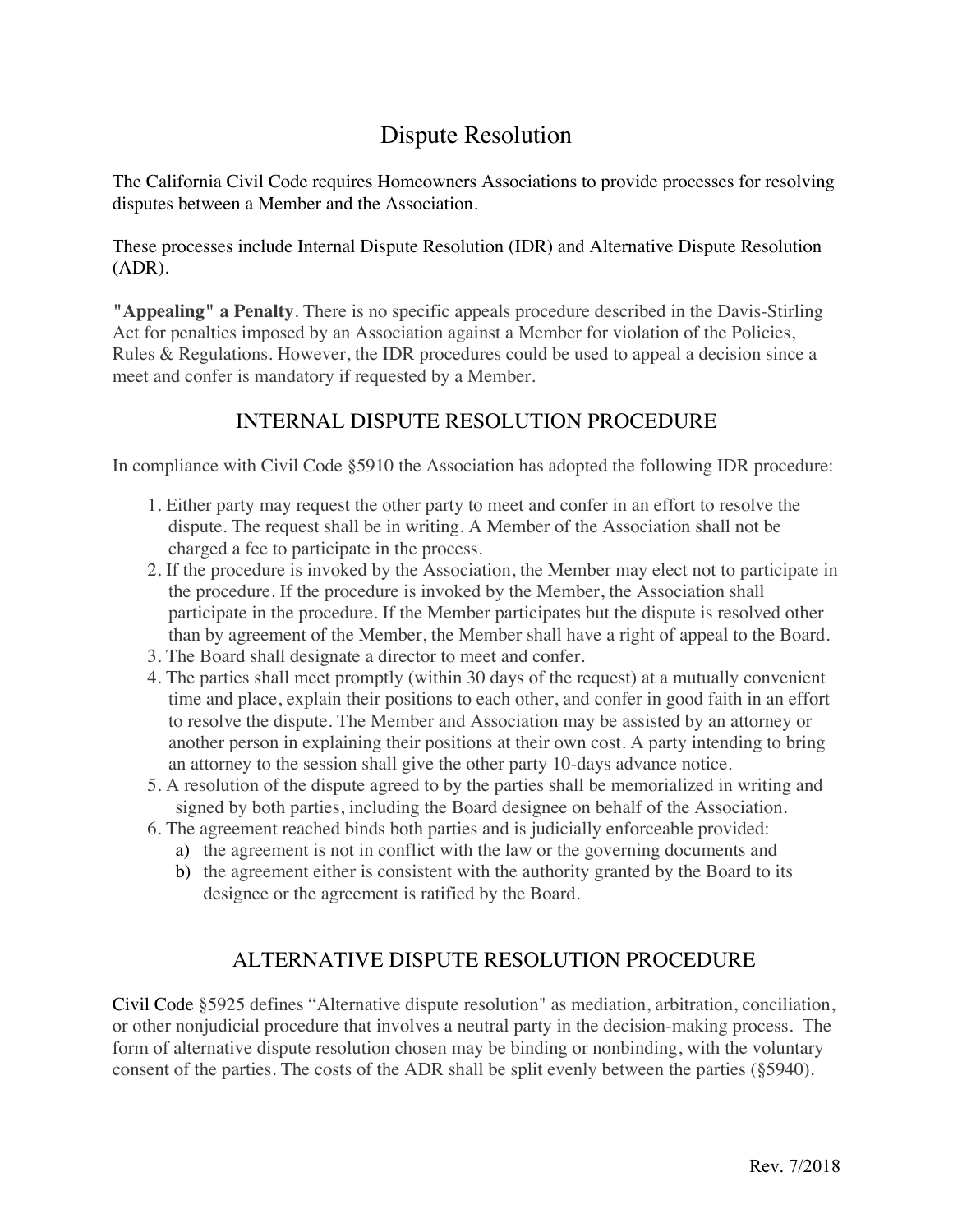# Dispute Resolution

The California Civil Code requires Homeowners Associations to provide processes for resolving disputes between a Member and the Association.

These processes include Internal Dispute Resolution (IDR) and Alternative Dispute Resolution (ADR).

**"Appealing" a Penalty**. There is no specific appeals procedure described in the Davis-Stirling Act for penalties imposed by an Association against a Member for violation of the Policies, Rules & Regulations. However, the IDR procedures could be used to appeal a decision since a meet and confer is mandatory if requested by a Member.

## INTERNAL DISPUTE RESOLUTION PROCEDURE

In compliance with Civil Code §5910 the Association has adopted the following IDR procedure:

1. Either party may request the other party to meet and confer in an effort to resolve the dispute. The request shall be in writing. A Member of the Association shall not be charged a fee to participate in the process.
2. If the procedure is invoked by the Association, the Member may elect not to participate in the procedure. If the procedure is invoked by the Member, the Association shall participate in the procedure. If the Member participates but the dispute is resolved other than by agreement of the Member, the Member shall have a right of appeal to the Board.
3. The Board shall designate a director to meet and confer.
4. The parties shall meet promptly (within 30 days of the request) at a mutually convenient time and place, explain their positions to each other, and confer in good faith in an effort to resolve the dispute. The Member and Association may be assisted by an attorney or another person in explaining their positions at their own cost. A party intending to bring an attorney to the session shall give the other party 10-days advance notice.
5. A resolution of the dispute agreed to by the parties shall be memorialized in writing and signed by both parties, including the Board designee on behalf of the Association.
6. The agreement reached binds both parties and is judicially enforceable provided:
   a) the agreement is not in conflict with the law or the governing documents and
   b) the agreement either is consistent with the authority granted by the Board to its designee or the agreement is ratified by the Board.

## ALTERNATIVE DISPUTE RESOLUTION PROCEDURE

Civil Code §5925 defines "Alternative dispute resolution" as mediation, arbitration, conciliation, or other nonjudicial procedure that involves a neutral party in the decision-making process. The form of alternative dispute resolution chosen may be binding or nonbinding, with the voluntary consent of the parties. The costs of the ADR shall be split evenly between the parties (§5940).

Rev. 7/2018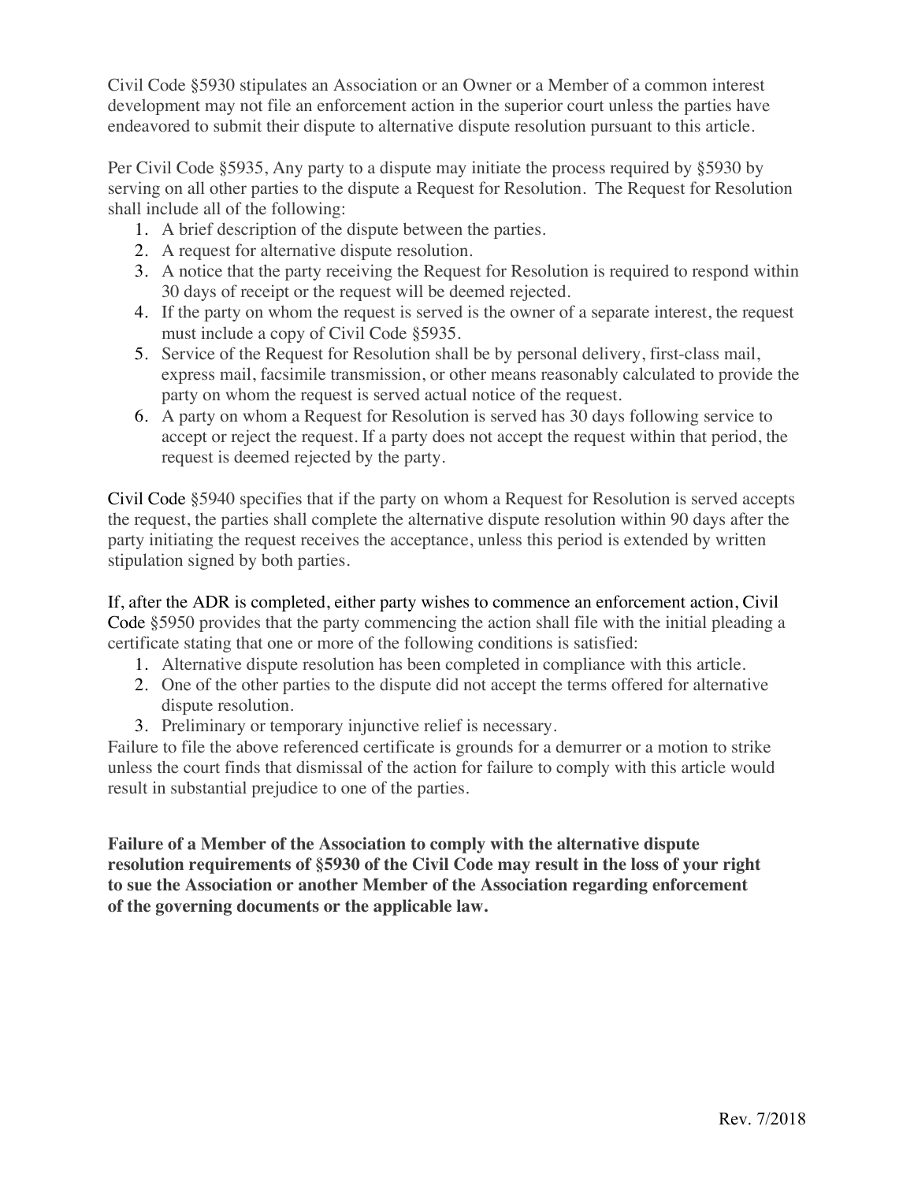Civil Code §5930 stipulates an Association or an Owner or a Member of a common interest development may not file an enforcement action in the superior court unless the parties have endeavored to submit their dispute to alternative dispute resolution pursuant to this article.

Per Civil Code §5935, Any party to a dispute may initiate the process required by §5930 by serving on all other parties to the dispute a Request for Resolution. The Request for Resolution shall include all of the following:

1. A brief description of the dispute between the parties.
2. A request for alternative dispute resolution.
3. A notice that the party receiving the Request for Resolution is required to respond within 30 days of receipt or the request will be deemed rejected.
4. If the party on whom the request is served is the owner of a separate interest, the request must include a copy of Civil Code §5935.
5. Service of the Request for Resolution shall be by personal delivery, first-class mail, express mail, facsimile transmission, or other means reasonably calculated to provide the party on whom the request is served actual notice of the request.
6. A party on whom a Request for Resolution is served has 30 days following service to accept or reject the request. If a party does not accept the request within that period, the request is deemed rejected by the party.

Civil Code §5940 specifies that if the party on whom a Request for Resolution is served accepts the request, the parties shall complete the alternative dispute resolution within 90 days after the party initiating the request receives the acceptance, unless this period is extended by written stipulation signed by both parties.

If, after the ADR is completed, either party wishes to commence an enforcement action, Civil Code §5950 provides that the party commencing the action shall file with the initial pleading a certificate stating that one or more of the following conditions is satisfied:

1. Alternative dispute resolution has been completed in compliance with this article.
2. One of the other parties to the dispute did not accept the terms offered for alternative dispute resolution.
3. Preliminary or temporary injunctive relief is necessary.

Failure to file the above referenced certificate is grounds for a demurrer or a motion to strike unless the court finds that dismissal of the action for failure to comply with this article would result in substantial prejudice to one of the parties.

**Failure of a Member of the Association to comply with the alternative dispute resolution requirements of §5930 of the Civil Code may result in the loss of your right to sue the Association or another Member of the Association regarding enforcement of the governing documents or the applicable law.**

Rev. 7/2018